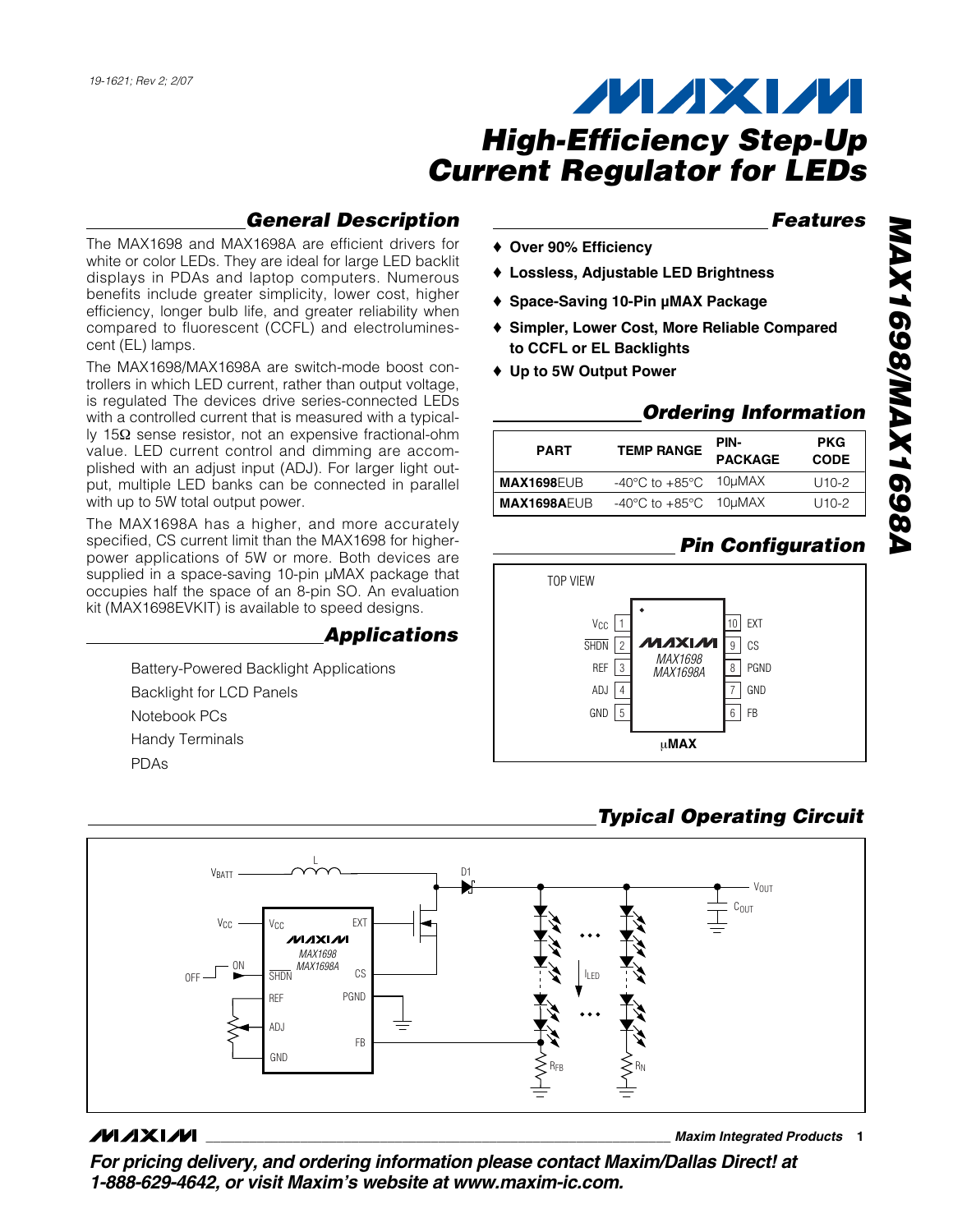19-1621; Rev 2; 2/07

# High-Efficiency Step-Up Current Regulator for LEDs

## General Description

The MAX1698 and MAX1698A are efficient drivers for white or color LEDs. They are ideal for large LED backlit displays in PDAs and laptop computers. Numerous benefits include greater simplicity, lower cost, higher efficiency, longer bulb life, and greater reliability when compared to fluorescent (CCFL) and electroluminescent (EL) lamps.

The MAX1698/MAX1698A are switch-mode boost controllers in which LED current, rather than output voltage, is regulated The devices drive series-connected LEDs with a controlled current that is measured with a typically 15Ω sense resistor, not an expensive fractional-ohm value. LED current control and dimming are accomplished with an adjust input (ADJ). For larger light output, multiple LED banks can be connected in parallel with up to 5W total output power.

The MAX1698A has a higher, and more accurately specified, CS current limit than the MAX1698 for higher-power applications of 5W or more. Both devices are supplied in a space-saving 10-pin µMAX package that occupies half the space of an 8-pin SO. An evaluation kit (MAX1698EVKIT) is available to speed designs.

## Applications

Battery-Powered Backlight Applications

Backlight for LCD Panels

Notebook PCs

Handy Terminals

PDAs

## Features

- Over 90% Efficiency
- Lossless, Adjustable LED Brightness
- Space-Saving 10-Pin µMAX Package
- Simpler, Lower Cost, More Reliable Compared to CCFL or EL Backlights
- Up to 5W Output Power

## Ordering Information

| PART | TEMP RANGE | PIN-PACKAGE | PKG CODE |
|---|---|---|---|
| **MAX1698**EUB | -40°C to +85°C | 10µMAX | U10-2 |
| **MAX1698A**EUB | -40°C to +85°C | 10µMAX | U10-2 |

## Pin Configuration

TOP VIEW

| Pin | Name | Pin | Name |
|---|---|---|---|
| 1 | $V_{CC}$ | 10 | EXT |
| 2 | $\overline{SHDN}$ | 9 | CS |
| 3 | REF | 8 | PGND |
| 4 | ADJ | 7 | GND |
| 5 | GND | 6 | FB |

MAX1698 / MAX1698A — µMAX

## Typical Operating Circuit

For pricing delivery, and ordering information please contact Maxim/Dallas Direct! at 1-888-629-4642, or visit Maxim's website at www.maxim-ic.com.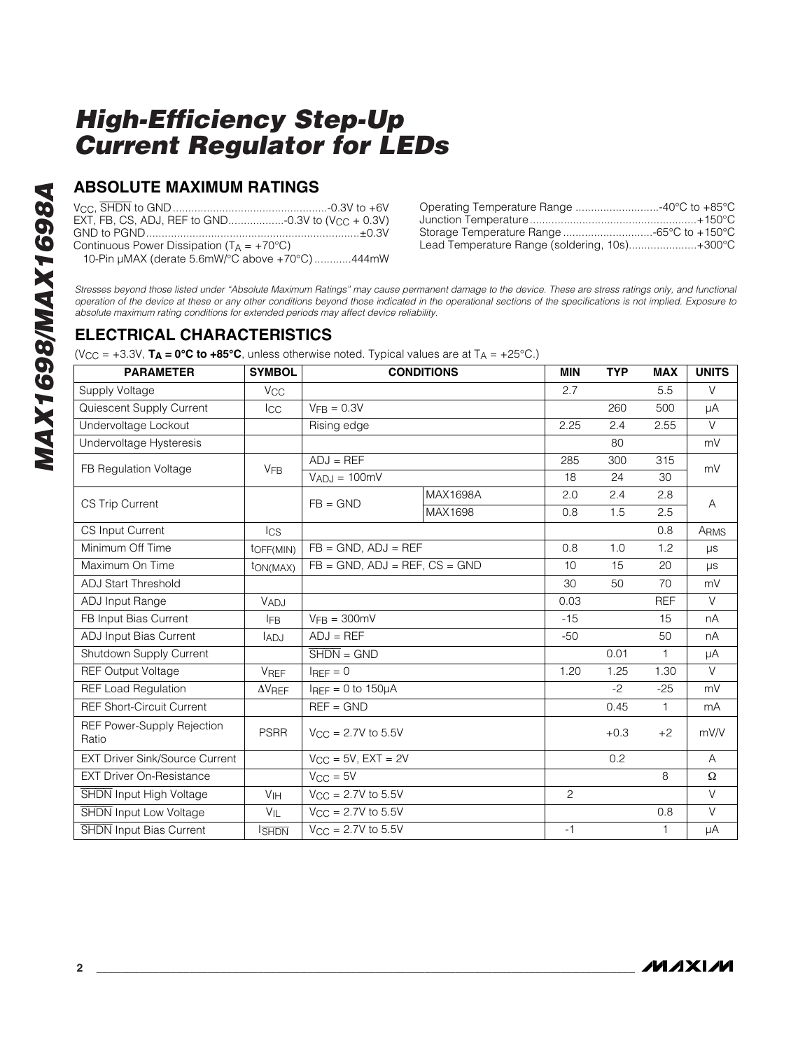# High-Efficiency Step-Up Current Regulator for LEDs

## ABSOLUTE MAXIMUM RATINGS

$V_{CC}$, $\overline{SHDN}$ to GND ..................................................-0.3V to +6V
EXT, FB, CS, ADJ, REF to GND..................-0.3V to ($V_{CC}$ + 0.3V)
GND to PGND.....................................................................±0.3V
Continuous Power Dissipation ($T_A$ = +70°C)
  10-Pin µMAX (derate 5.6mW/°C above +70°C) ............444mW

Operating Temperature Range ...........................-40°C to +85°C
Junction Temperature......................................................+150°C
Storage Temperature Range .............................-65°C to +150°C
Lead Temperature Range (soldering, 10s)......................+300°C

*Stresses beyond those listed under "Absolute Maximum Ratings" may cause permanent damage to the device. These are stress ratings only, and functional operation of the device at these or any other conditions beyond those indicated in the operational sections of the specifications is not implied. Exposure to absolute maximum rating conditions for extended periods may affect device reliability.*

## ELECTRICAL CHARACTERISTICS

($V_{CC}$ = +3.3V, **$T_A$ = 0°C to +85°C**, unless otherwise noted. Typical values are at $T_A$ = +25°C.)

| PARAMETER | SYMBOL | CONDITIONS | | MIN | TYP | MAX | UNITS |
|---|---|---|---|---|---|---|---|
| Supply Voltage | $V_{CC}$ | | | 2.7 | | 5.5 | V |
| Quiescent Supply Current | $I_{CC}$ | $V_{FB}$ = 0.3V | | | 260 | 500 | µA |
| Undervoltage Lockout | | Rising edge | | 2.25 | 2.4 | 2.55 | V |
| Undervoltage Hysteresis | | | | | 80 | | mV |
| FB Regulation Voltage | $V_{FB}$ | ADJ = REF | | 285 | 300 | 315 | mV |
| | | $V_{ADJ}$ = 100mV | | 18 | 24 | 30 | |
| CS Trip Current | | FB = GND | MAX1698A | 2.0 | 2.4 | 2.8 | A |
| | | | MAX1698 | 0.8 | 1.5 | 2.5 | |
| CS Input Current | $I_{CS}$ | | | | | 0.8 | $A_{RMS}$ |
| Minimum Off Time | $t_{OFF(MIN)}$ | FB = GND, ADJ = REF | | 0.8 | 1.0 | 1.2 | µs |
| Maximum On Time | $t_{ON(MAX)}$ | FB = GND, ADJ = REF, CS = GND | | 10 | 15 | 20 | µs |
| ADJ Start Threshold | | | | 30 | 50 | 70 | mV |
| ADJ Input Range | $V_{ADJ}$ | | | 0.03 | | REF | V |
| FB Input Bias Current | $I_{FB}$ | $V_{FB}$ = 300mV | | -15 | | 15 | nA |
| ADJ Input Bias Current | $I_{ADJ}$ | ADJ = REF | | -50 | | 50 | nA |
| Shutdown Supply Current | | $\overline{SHDN}$ = GND | | | 0.01 | 1 | µA |
| REF Output Voltage | $V_{REF}$ | $I_{REF}$ = 0 | | 1.20 | 1.25 | 1.30 | V |
| REF Load Regulation | $\Delta V_{REF}$ | $I_{REF}$ = 0 to 150µA | | | -2 | -25 | mV |
| REF Short-Circuit Current | | REF = GND | | | 0.45 | 1 | mA |
| REF Power-Supply Rejection Ratio | PSRR | $V_{CC}$ = 2.7V to 5.5V | | | +0.3 | +2 | mV/V |
| EXT Driver Sink/Source Current | | $V_{CC}$ = 5V, EXT = 2V | | | 0.2 | | A |
| EXT Driver On-Resistance | | $V_{CC}$ = 5V | | | | 8 | Ω |
| $\overline{SHDN}$ Input High Voltage | $V_{IH}$ | $V_{CC}$ = 2.7V to 5.5V | | 2 | | | V |
| $\overline{SHDN}$ Input Low Voltage | $V_{IL}$ | $V_{CC}$ = 2.7V to 5.5V | | | | 0.8 | V |
| $\overline{SHDN}$ Input Bias Current | $I_{\overline{SHDN}}$ | $V_{CC}$ = 2.7V to 5.5V | | -1 | | 1 | µA |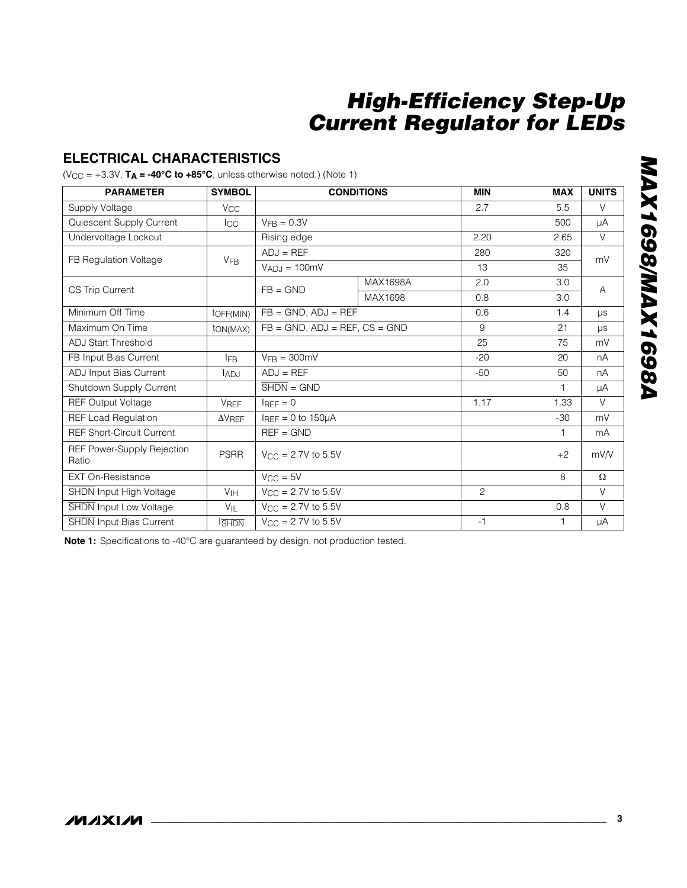## ELECTRICAL CHARACTERISTICS

($V_{CC}$ = +3.3V, **$T_A$ = -40°C to +85°C**, unless otherwise noted.) (Note 1)

| PARAMETER | SYMBOL | CONDITIONS | | MIN | MAX | UNITS |
|---|---|---|---|---|---|---|
| Supply Voltage | $V_{CC}$ | | | 2.7 | 5.5 | V |
| Quiescent Supply Current | $I_{CC}$ | $V_{FB}$ = 0.3V | | | 500 | µA |
| Undervoltage Lockout | | Rising edge | | 2.20 | 2.65 | V |
| FB Regulation Voltage | $V_{FB}$ | ADJ = REF | | 280 | 320 | mV |
| | | $V_{ADJ}$ = 100mV | | 13 | 35 | |
| CS Trip Current | | FB = GND | MAX1698A | 2.0 | 3.0 | A |
| | | | MAX1698 | 0.8 | 3.0 | |
| Minimum Off Time | $t_{OFF(MIN)}$ | FB = GND, ADJ = REF | | 0.6 | 1.4 | µs |
| Maximum On Time | $t_{ON(MAX)}$ | FB = GND, ADJ = REF, CS = GND | | 9 | 21 | µs |
| ADJ Start Threshold | | | | 25 | 75 | mV |
| FB Input Bias Current | $I_{FB}$ | $V_{FB}$ = 300mV | | -20 | 20 | nA |
| ADJ Input Bias Current | $I_{ADJ}$ | ADJ = REF | | -50 | 50 | nA |
| Shutdown Supply Current | | $\overline{SHDN}$ = GND | | | 1 | µA |
| REF Output Voltage | $V_{REF}$ | $I_{REF}$ = 0 | | 1.17 | 1.33 | V |
| REF Load Regulation | $\Delta V_{REF}$ | $I_{REF}$ = 0 to 150µA | | | -30 | mV |
| REF Short-Circuit Current | | REF = GND | | | 1 | mA |
| REF Power-Supply Rejection Ratio | PSRR | $V_{CC}$ = 2.7V to 5.5V | | | +2 | mV/V |
| EXT On-Resistance | | $V_{CC}$ = 5V | | | 8 | Ω |
| $\overline{SHDN}$ Input High Voltage | $V_{IH}$ | $V_{CC}$ = 2.7V to 5.5V | | 2 | | V |
| $\overline{SHDN}$ Input Low Voltage | $V_{IL}$ | $V_{CC}$ = 2.7V to 5.5V | | | 0.8 | V |
| $\overline{SHDN}$ Input Bias Current | $I_{\overline{SHDN}}$ | $V_{CC}$ = 2.7V to 5.5V | | -1 | 1 | µA |

**Note 1:** Specifications to -40°C are guaranteed by design, not production tested.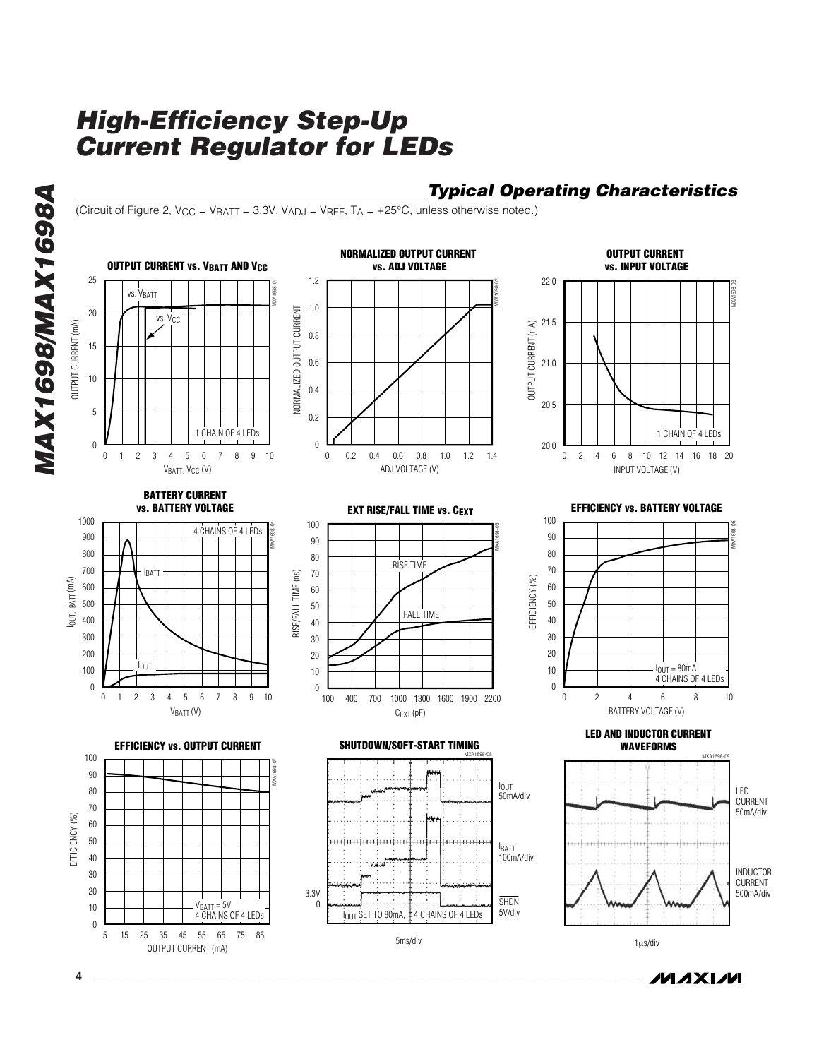## Typical Operating Characteristics

(Circuit of Figure 2, $V_{CC} = V_{BATT} = 3.3V$, $V_{ADJ} = V_{REF}$, $T_A = +25°C$, unless otherwise noted.)

**OUTPUT CURRENT vs. $V_{BATT}$ AND $V_{CC}$**

**NORMALIZED OUTPUT CURRENT vs. ADJ VOLTAGE**

**OUTPUT CURRENT vs. INPUT VOLTAGE**

**BATTERY CURRENT vs. BATTERY VOLTAGE**

**EXT RISE/FALL TIME vs. $C_{EXT}$**

**EFFICIENCY vs. BATTERY VOLTAGE**

**EFFICIENCY vs. OUTPUT CURRENT**

**SHUTDOWN/SOFT-START TIMING**

**LED AND INDUCTOR CURRENT WAVEFORMS**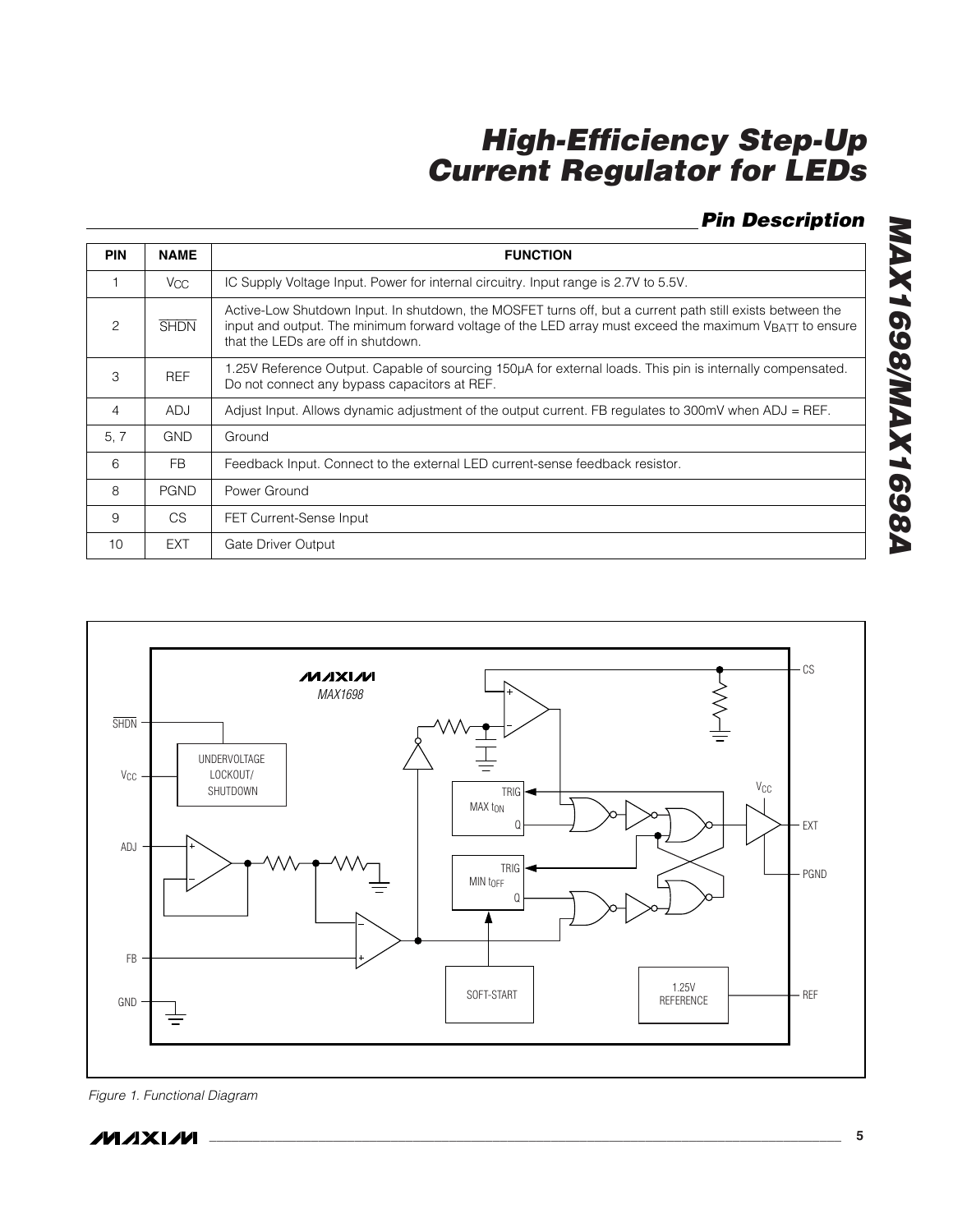## Pin Description

| PIN | NAME | FUNCTION |
|---|---|---|
| 1 | $V_{CC}$ | IC Supply Voltage Input. Power for internal circuitry. Input range is 2.7V to 5.5V. |
| 2 | $\overline{SHDN}$ | Active-Low Shutdown Input. In shutdown, the MOSFET turns off, but a current path still exists between the input and output. The minimum forward voltage of the LED array must exceed the maximum $V_{BATT}$ to ensure that the LEDs are off in shutdown. |
| 3 | REF | 1.25V Reference Output. Capable of sourcing 150µA for external loads. This pin is internally compensated. Do not connect any bypass capacitors at REF. |
| 4 | ADJ | Adjust Input. Allows dynamic adjustment of the output current. FB regulates to 300mV when ADJ = REF. |
| 5, 7 | GND | Ground |
| 6 | FB | Feedback Input. Connect to the external LED current-sense feedback resistor. |
| 8 | PGND | Power Ground |
| 9 | CS | FET Current-Sense Input |
| 10 | EXT | Gate Driver Output |

*Figure 1. Functional Diagram*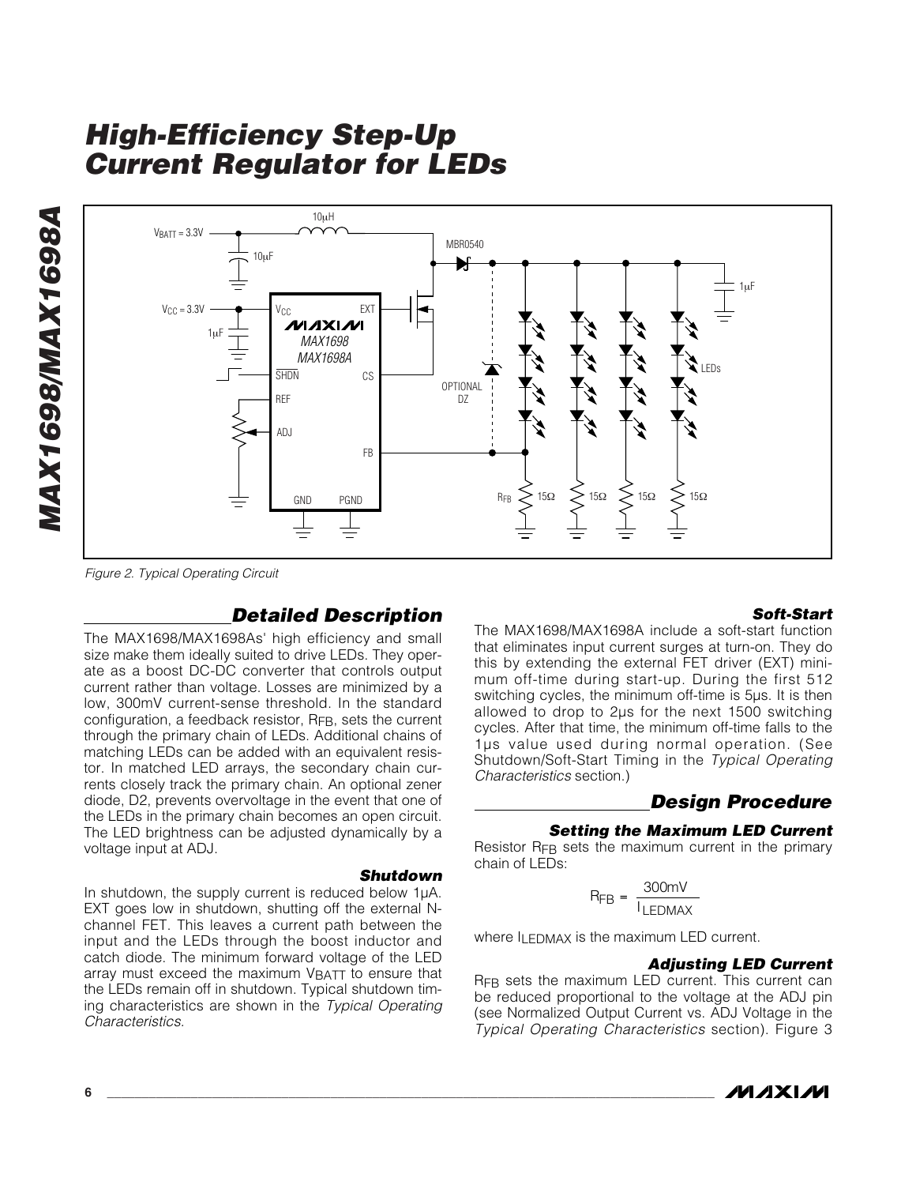Figure 2. Typical Operating Circuit

## Detailed Description

The MAX1698/MAX1698As' high efficiency and small size make them ideally suited to drive LEDs. They operate as a boost DC-DC converter that controls output current rather than voltage. Losses are minimized by a low, 300mV current-sense threshold. In the standard configuration, a feedback resistor, $R_{FB}$, sets the current through the primary chain of LEDs. Additional chains of matching LEDs can be added with an equivalent resistor. In matched LED arrays, the secondary chain currents closely track the primary chain. An optional zener diode, D2, prevents overvoltage in the event that one of the LEDs in the primary chain becomes an open circuit. The LED brightness can be adjusted dynamically by a voltage input at ADJ.

### Shutdown

In shutdown, the supply current is reduced below 1µA. EXT goes low in shutdown, shutting off the external N-channel FET. This leaves a current path between the input and the LEDs through the boost inductor and catch diode. The minimum forward voltage of the LED array must exceed the maximum $V_{BATT}$ to ensure that the LEDs remain off in shutdown. Typical shutdown timing characteristics are shown in the *Typical Operating Characteristics*.

### Soft-Start

The MAX1698/MAX1698A include a soft-start function that eliminates input current surges at turn-on. They do this by extending the external FET driver (EXT) minimum off-time during start-up. During the first 512 switching cycles, the minimum off-time is 5µs. It is then allowed to drop to 2µs for the next 1500 switching cycles. After that time, the minimum off-time falls to the 1µs value used during normal operation. (See Shutdown/Soft-Start Timing in the *Typical Operating Characteristics* section.)

## Design Procedure

### Setting the Maximum LED Current

Resistor $R_{FB}$ sets the maximum current in the primary chain of LEDs:

$$R_{FB} = \frac{300mV}{I_{LEDMAX}}$$

where $I_{LEDMAX}$ is the maximum LED current.

### Adjusting LED Current

$R_{FB}$ sets the maximum LED current. This current can be reduced proportional to the voltage at the ADJ pin (see Normalized Output Current vs. ADJ Voltage in the *Typical Operating Characteristics* section). Figure 3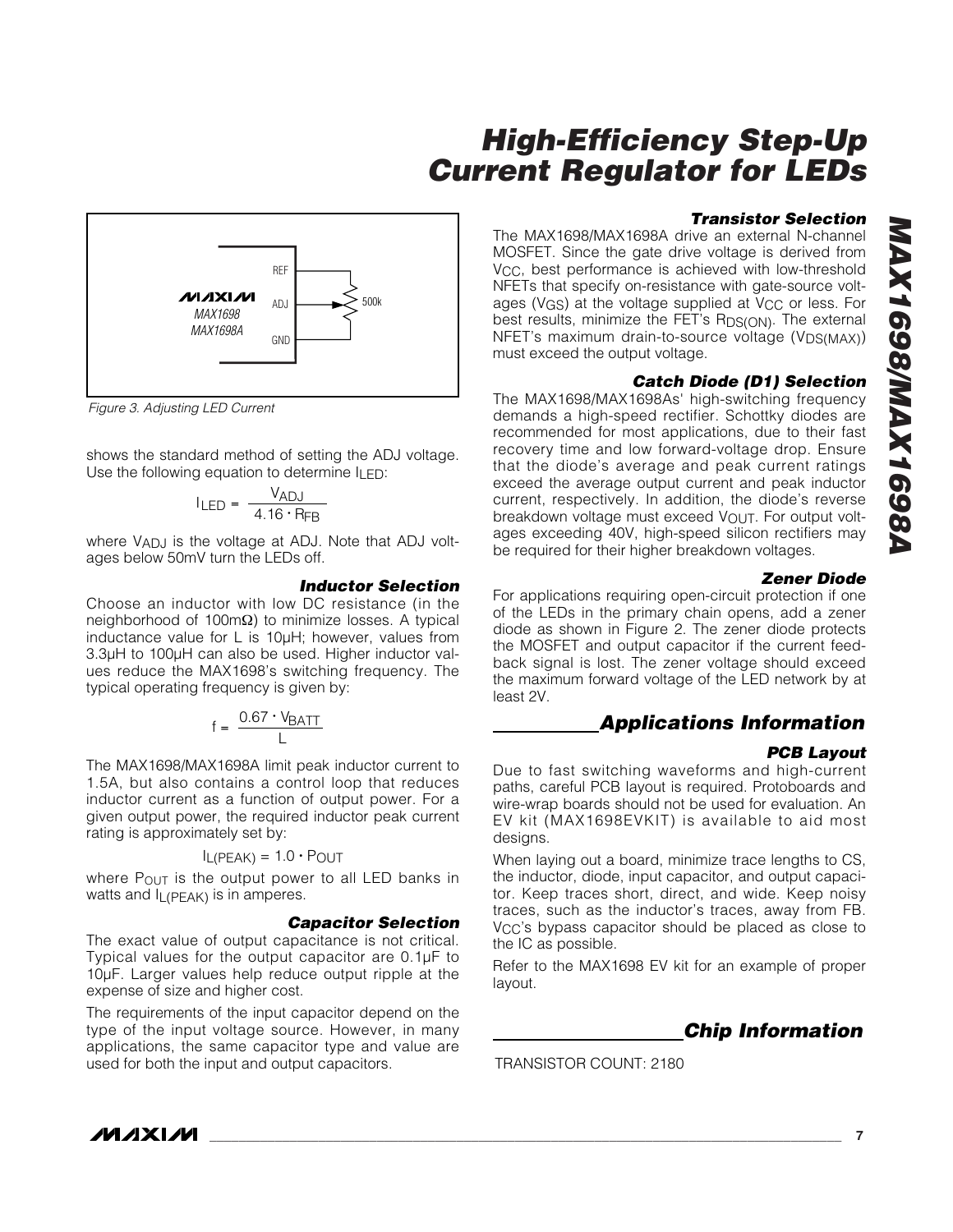Figure 3. Adjusting LED Current

shows the standard method of setting the ADJ voltage. Use the following equation to determine $I_{LED}$:

$$I_{LED} = \frac{V_{ADJ}}{4.16 \cdot R_{FB}}$$

where $V_{ADJ}$ is the voltage at ADJ. Note that ADJ voltages below 50mV turn the LEDs off.

### Inductor Selection

Choose an inductor with low DC resistance (in the neighborhood of 100mΩ) to minimize losses. A typical inductance value for L is 10µH; however, values from 3.3µH to 100µH can also be used. Higher inductor values reduce the MAX1698's switching frequency. The typical operating frequency is given by:

$$f = \frac{0.67 \cdot V_{BATT}}{L}$$

The MAX1698/MAX1698A limit peak inductor current to 1.5A, but also contains a control loop that reduces inductor current as a function of output power. For a given output power, the required inductor peak current rating is approximately set by:

$$I_{L(PEAK)} = 1.0 \cdot P_{OUT}$$

where $P_{OUT}$ is the output power to all LED banks in watts and $I_{L(PEAK)}$ is in amperes.

### Capacitor Selection

The exact value of output capacitance is not critical. Typical values for the output capacitor are 0.1µF to 10µF. Larger values help reduce output ripple at the expense of size and higher cost.

The requirements of the input capacitor depend on the type of the input voltage source. However, in many applications, the same capacitor type and value are used for both the input and output capacitors.

### Transistor Selection

The MAX1698/MAX1698A drive an external N-channel MOSFET. Since the gate drive voltage is derived from $V_{CC}$, best performance is achieved with low-threshold NFETs that specify on-resistance with gate-source voltages ($V_{GS}$) at the voltage supplied at $V_{CC}$ or less. For best results, minimize the FET's $R_{DS(ON)}$. The external NFET's maximum drain-to-source voltage ($V_{DS(MAX)}$) must exceed the output voltage.

### Catch Diode (D1) Selection

The MAX1698/MAX1698As' high-switching frequency demands a high-speed rectifier. Schottky diodes are recommended for most applications, due to their fast recovery time and low forward-voltage drop. Ensure that the diode's average and peak current ratings exceed the average output current and peak inductor current, respectively. In addition, the diode's reverse breakdown voltage must exceed $V_{OUT}$. For output voltages exceeding 40V, high-speed silicon rectifiers may be required for their higher breakdown voltages.

### Zener Diode

For applications requiring open-circuit protection if one of the LEDs in the primary chain opens, add a zener diode as shown in Figure 2. The zener diode protects the MOSFET and output capacitor if the current feedback signal is lost. The zener voltage should exceed the maximum forward voltage of the LED network by at least 2V.

## Applications Information

### PCB Layout

Due to fast switching waveforms and high-current paths, careful PCB layout is required. Protoboards and wire-wrap boards should not be used for evaluation. An EV kit (MAX1698EVKIT) is available to aid most designs.

When laying out a board, minimize trace lengths to CS, the inductor, diode, input capacitor, and output capacitor. Keep traces short, direct, and wide. Keep noisy traces, such as the inductor's traces, away from FB. $V_{CC}$'s bypass capacitor should be placed as close to the IC as possible.

Refer to the MAX1698 EV kit for an example of proper layout.

## Chip Information

TRANSISTOR COUNT: 2180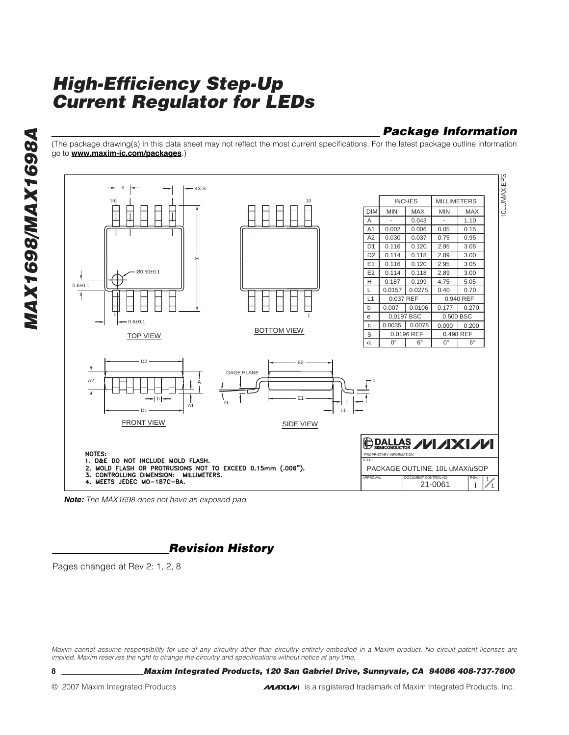## Package Information

(The package drawing(s) in this data sheet may not reflect the most current specifications. For the latest package outline information go to **www.maxim-ic.com/packages**.)

| DIM | INCHES MIN | INCHES MAX | MILLIMETERS MIN | MILLIMETERS MAX |
|---|---|---|---|---|
| A | - | 0.043 | - | 1.10 |
| A1 | 0.002 | 0.006 | 0.05 | 0.15 |
| A2 | 0.030 | 0.037 | 0.75 | 0.95 |
| D1 | 0.116 | 0.120 | 2.95 | 3.05 |
| D2 | 0.114 | 0.118 | 2.89 | 3.00 |
| E1 | 0.116 | 0.120 | 2.95 | 3.05 |
| E2 | 0.114 | 0.118 | 2.89 | 3.00 |
| H | 0.187 | 0.199 | 4.75 | 5.05 |
| L | 0.0157 | 0.0275 | 0.40 | 0.70 |
| L1 | 0.037 REF | | 0.940 REF | |
| b | 0.007 | 0.0106 | 0.177 | 0.270 |
| e | 0.0197 BSC | | 0.500 BSC | |
| c | 0.0035 | 0.0078 | 0.090 | 0.200 |
| S | 0.0196 REF | | 0.498 REF | |
| α | 0° | 6° | 0° | 6° |

TOP VIEW

BOTTOM VIEW

FRONT VIEW

SIDE VIEW

NOTES:
1. D&E DO NOT INCLUDE MOLD FLASH.
2. MOLD FLASH OR PROTRUSIONS NOT TO EXCEED 0.15mm (.006").
3. CONTROLLING DIMENSION: MILLIMETERS.
4. MEETS JEDEC MO-187C-BA.

PROPRIETARY INFORMATION
TITLE: PACKAGE OUTLINE, 10L uMAX/uSOP
DOCUMENT CONTROL NO. 21-0061 REV. I 1/1

***Note:*** *The MAX1698 does not have an exposed pad.*

## Revision History

Pages changed at Rev 2: 1, 2, 8

*Maxim cannot assume responsibility for use of any circuitry other than circuitry entirely embodied in a Maxim product. No circuit patent licenses are implied. Maxim reserves the right to change the circuitry and specifications without notice at any time.*

***Maxim Integrated Products, 120 San Gabriel Drive, Sunnyvale, CA 94086 408-737-7600***

© 2007 Maxim Integrated Products

MAXIM is a registered trademark of Maxim Integrated Products, Inc.